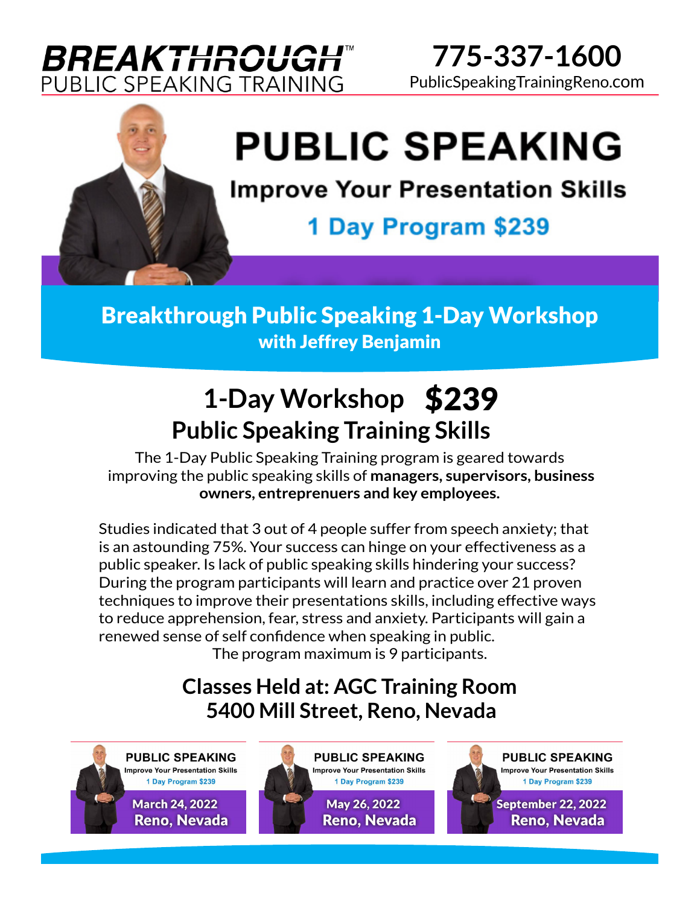**BREAKTHROUGH™**
PUBLIC SPEAKING TRAINING

**775-337-1600**
PublicSpeakingTrainingReno.com

# PUBLIC SPEAKING

## Improve Your Presentation Skills

### 1 Day Program $239

## Breakthrough Public Speaking 1-Day Workshop
**with Jeffrey Benjamin**

## 1-Day Workshop $239
## Public Speaking Training Skills

The 1-Day Public Speaking Training program is geared towards improving the public speaking skills of **managers, supervisors, business owners, entrepreneurs and key employees.**

Studies indicated that 3 out of 4 people suffer from speech anxiety; that is an astounding 75%. Your success can hinge on your effectiveness as a public speaker. Is lack of public speaking skills hindering your success? During the program participants will learn and practice over 21 proven techniques to improve their presentations skills, including effective ways to reduce apprehension, fear, stress and anxiety. Participants will gain a renewed sense of self confidence when speaking in public.

The program maximum is 9 participants.

## Classes Held at: AGC Training Room
## 5400 Mill Street, Reno, Nevada

**PUBLIC SPEAKING**
Improve Your Presentation Skills
1 Day Program $239
**March 24, 2022**
**Reno, Nevada**

**PUBLIC SPEAKING**
Improve Your Presentation Skills
1 Day Program $239
**May 26, 2022**
**Reno, Nevada**

**PUBLIC SPEAKING**
Improve Your Presentation Skills
1 Day Program $239
**September 22, 2022**
**Reno, Nevada**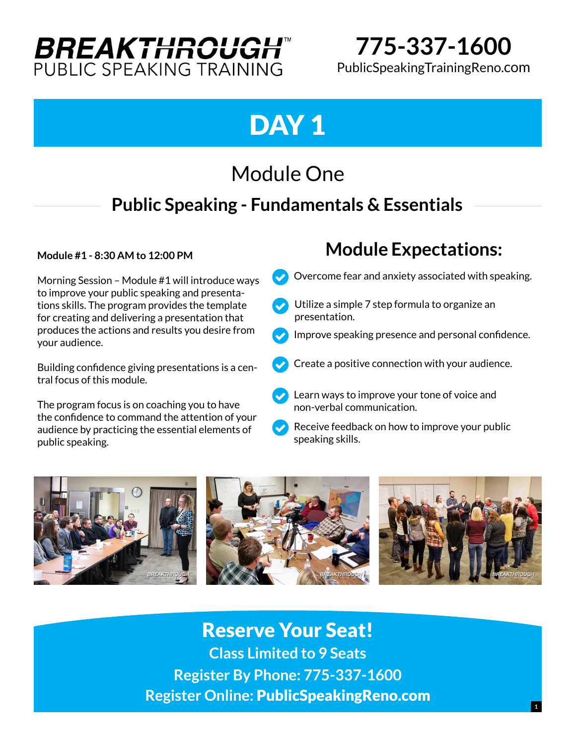**BREAKTHROUGH™**
PUBLIC SPEAKING TRAINING

**775-337-1600**
PublicSpeakingTrainingReno.com

# DAY 1

## Module One

## Public Speaking - Fundamentals & Essentials

**Module #1 - 8:30 AM to 12:00 PM**

Morning Session – Module #1 will introduce ways to improve your public speaking and presentations skills. The program provides the template for creating and delivering a presentation that produces the actions and results you desire from your audience.

Building confidence giving presentations is a central focus of this module.

The program focus is on coaching you to have the confidence to command the attention of your audience by practicing the essential elements of public speaking.

## Module Expectations:

- Overcome fear and anxiety associated with speaking.
- Utilize a simple 7 step formula to organize an presentation.
- Improve speaking presence and personal confidence.
- Create a positive connection with your audience.
- Learn ways to improve your tone of voice and non-verbal communication.
- Receive feedback on how to improve your public speaking skills.

## Reserve Your Seat!

**Class Limited to 9 Seats**

**Register By Phone: 775-337-1600**

**Register Online: PublicSpeakingReno.com**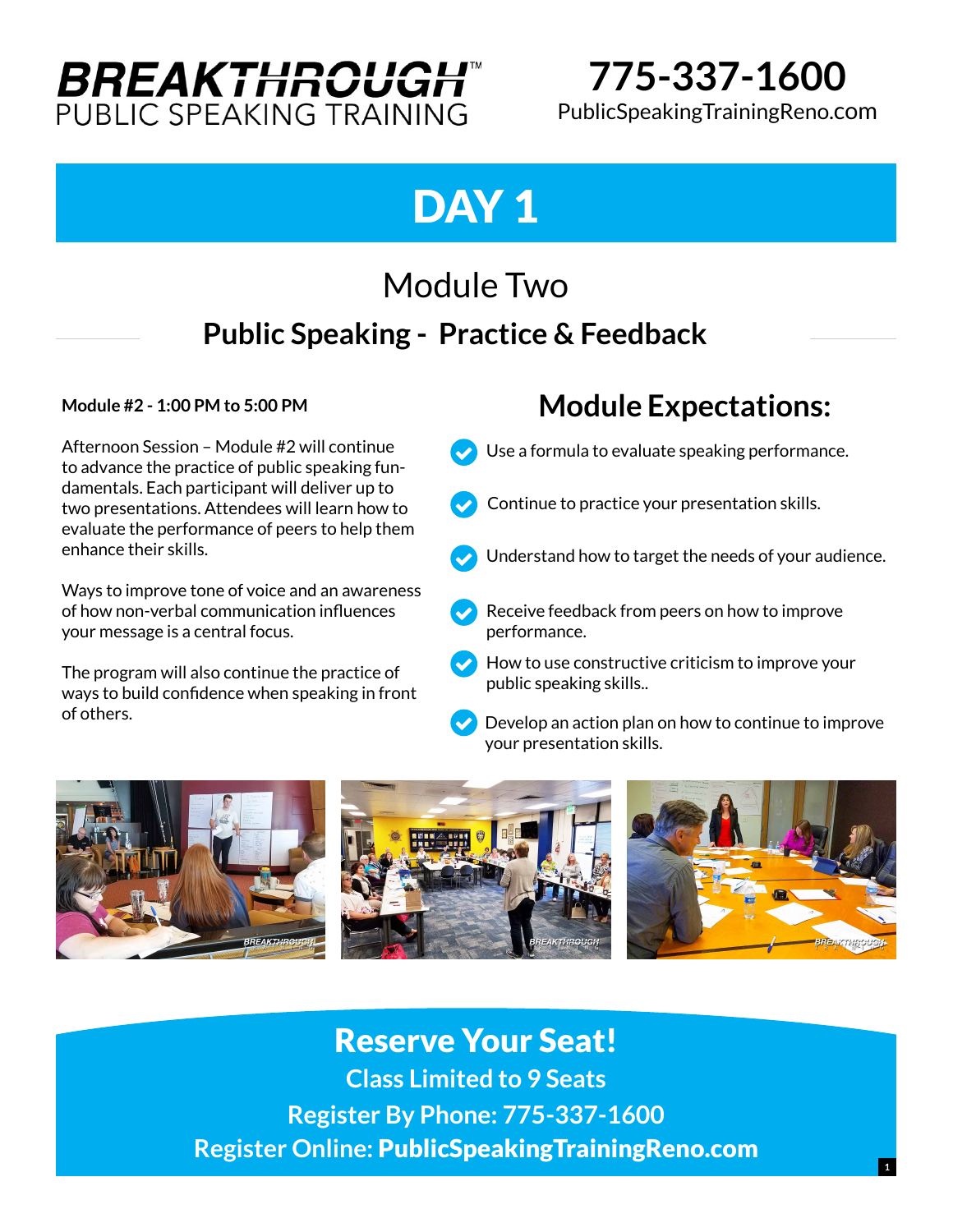**BREAKTHROUGH™**
PUBLIC SPEAKING TRAINING

**775-337-1600**
PublicSpeakingTrainingReno.com

# DAY 1

## Module Two

### Public Speaking - Practice & Feedback

**Module #2 - 1:00 PM to 5:00 PM**

Afternoon Session – Module #2 will continue to advance the practice of public speaking fundamentals. Each participant will deliver up to two presentations. Attendees will learn how to evaluate the performance of peers to help them enhance their skills.

Ways to improve tone of voice and an awareness of how non-verbal communication influences your message is a central focus.

The program will also continue the practice of ways to build confidence when speaking in front of others.

## Module Expectations:

- Use a formula to evaluate speaking performance.
- Continue to practice your presentation skills.
- Understand how to target the needs of your audience.
- Receive feedback from peers on how to improve performance.
- How to use constructive criticism to improve your public speaking skills..
- Develop an action plan on how to continue to improve your presentation skills.

## Reserve Your Seat!

**Class Limited to 9 Seats**

**Register By Phone: 775-337-1600**

**Register Online: PublicSpeakingTrainingReno.com**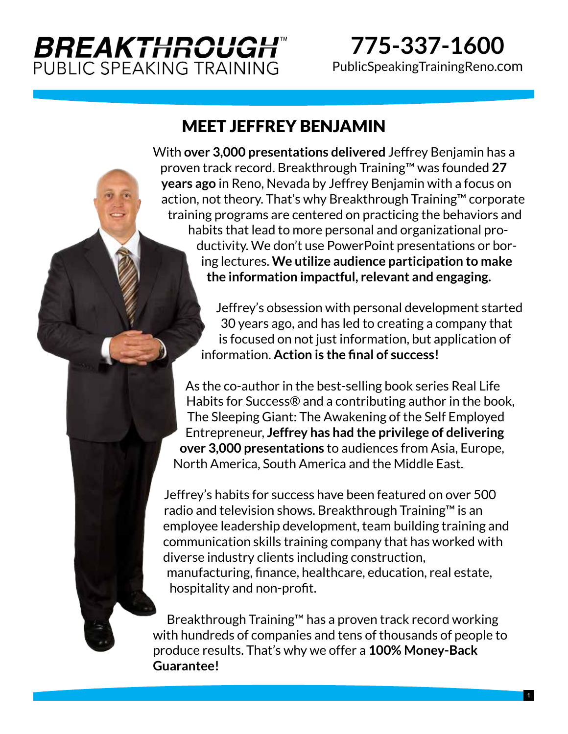# BREAKTHROUGH™
PUBLIC SPEAKING TRAINING

**775-337-1600**
PublicSpeakingTrainingReno.com

## MEET JEFFREY BENJAMIN

With **over 3,000 presentations delivered** Jeffrey Benjamin has a proven track record. Breakthrough Training™ was founded **27 years ago** in Reno, Nevada by Jeffrey Benjamin with a focus on action, not theory. That's why Breakthrough Training™ corporate training programs are centered on practicing the behaviors and habits that lead to more personal and organizational productivity. We don't use PowerPoint presentations or boring lectures. **We utilize audience participation to make the information impactful, relevant and engaging.**

Jeffrey's obsession with personal development started 30 years ago, and has led to creating a company that is focused on not just information, but application of information. **Action is the final of success!**

As the co-author in the best-selling book series Real Life Habits for Success® and a contributing author in the book, The Sleeping Giant: The Awakening of the Self Employed Entrepreneur, **Jeffrey has had the privilege of delivering over 3,000 presentations** to audiences from Asia, Europe, North America, South America and the Middle East.

Jeffrey's habits for success have been featured on over 500 radio and television shows. Breakthrough Training™ is an employee leadership development, team building training and communication skills training company that has worked with diverse industry clients including construction, manufacturing, finance, healthcare, education, real estate, hospitality and non-profit.

Breakthrough Training™ has a proven track record working with hundreds of companies and tens of thousands of people to produce results. That's why we offer a **100% Money-Back Guarantee!**